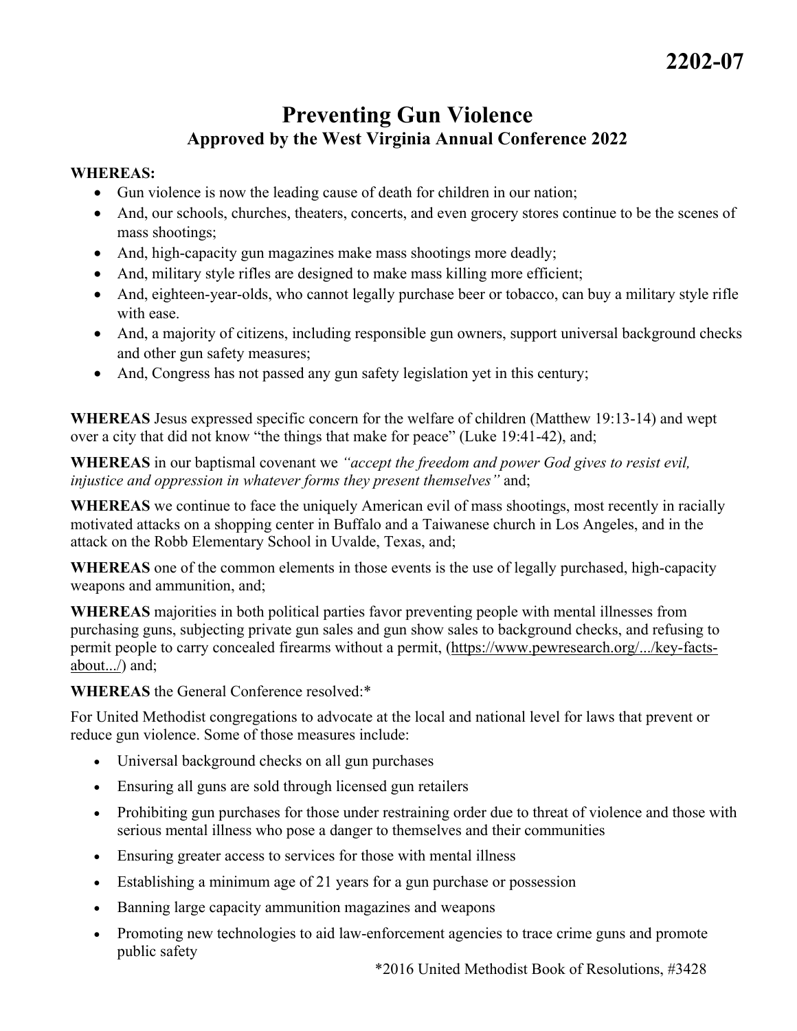**2202-07**

# Preventing Gun Violence

## Approved by the West Virginia Annual Conference 2022

**WHEREAS:**

- Gun violence is now the leading cause of death for children in our nation;
- And, our schools, churches, theaters, concerts, and even grocery stores continue to be the scenes of mass shootings;
- And, high-capacity gun magazines make mass shootings more deadly;
- And, military style rifles are designed to make mass killing more efficient;
- And, eighteen-year-olds, who cannot legally purchase beer or tobacco, can buy a military style rifle with ease.
- And, a majority of citizens, including responsible gun owners, support universal background checks and other gun safety measures;
- And, Congress has not passed any gun safety legislation yet in this century;

**WHEREAS** Jesus expressed specific concern for the welfare of children (Matthew 19:13-14) and wept over a city that did not know "the things that make for peace" (Luke 19:41-42), and;

**WHEREAS** in our baptismal covenant we *"accept the freedom and power God gives to resist evil, injustice and oppression in whatever forms they present themselves"* and;

**WHEREAS** we continue to face the uniquely American evil of mass shootings, most recently in racially motivated attacks on a shopping center in Buffalo and a Taiwanese church in Los Angeles, and in the attack on the Robb Elementary School in Uvalde, Texas, and;

**WHEREAS** one of the common elements in those events is the use of legally purchased, high-capacity weapons and ammunition, and;

**WHEREAS** majorities in both political parties favor preventing people with mental illnesses from purchasing guns, subjecting private gun sales and gun show sales to background checks, and refusing to permit people to carry concealed firearms without a permit, (https://www.pewresearch.org/.../key-facts-about.../) and;

**WHEREAS** the General Conference resolved:*

For United Methodist congregations to advocate at the local and national level for laws that prevent or reduce gun violence. Some of those measures include:

- Universal background checks on all gun purchases
- Ensuring all guns are sold through licensed gun retailers
- Prohibiting gun purchases for those under restraining order due to threat of violence and those with serious mental illness who pose a danger to themselves and their communities
- Ensuring greater access to services for those with mental illness
- Establishing a minimum age of 21 years for a gun purchase or possession
- Banning large capacity ammunition magazines and weapons
- Promoting new technologies to aid law-enforcement agencies to trace crime guns and promote public safety

*2016 United Methodist Book of Resolutions, #3428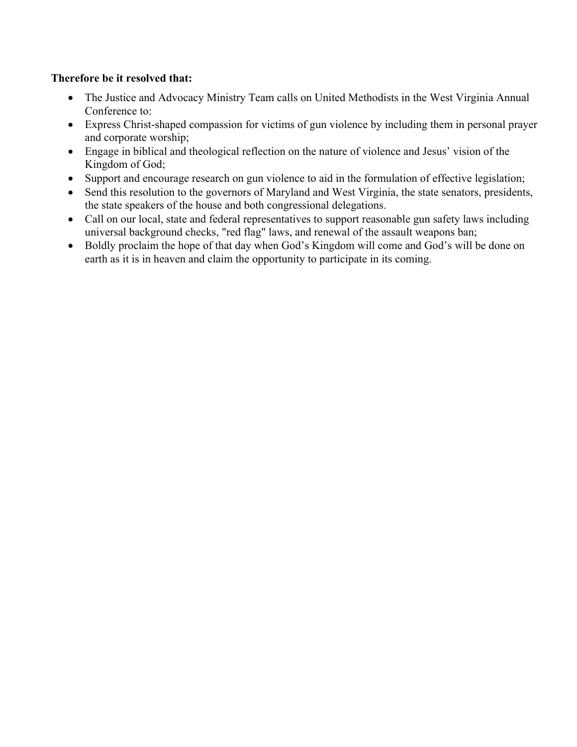**Therefore be it resolved that:**

- The Justice and Advocacy Ministry Team calls on United Methodists in the West Virginia Annual Conference to:
- Express Christ-shaped compassion for victims of gun violence by including them in personal prayer and corporate worship;
- Engage in biblical and theological reflection on the nature of violence and Jesus' vision of the Kingdom of God;
- Support and encourage research on gun violence to aid in the formulation of effective legislation;
- Send this resolution to the governors of Maryland and West Virginia, the state senators, presidents, the state speakers of the house and both congressional delegations.
- Call on our local, state and federal representatives to support reasonable gun safety laws including universal background checks, "red flag" laws, and renewal of the assault weapons ban;
- Boldly proclaim the hope of that day when God's Kingdom will come and God's will be done on earth as it is in heaven and claim the opportunity to participate in its coming.